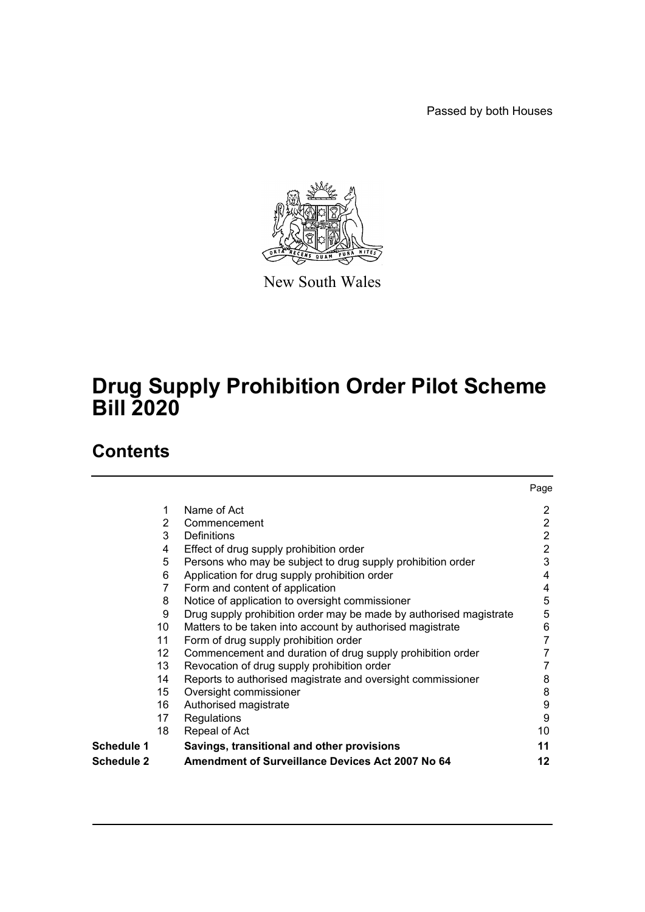Passed by both Houses

New South Wales

# Drug Supply Prohibition Order Pilot Scheme Bill 2020

## Contents

| | | | Page |
|---|---|---|---|
| | 1 | Name of Act | 2 |
| | 2 | Commencement | 2 |
| | 3 | Definitions | 2 |
| | 4 | Effect of drug supply prohibition order | 2 |
| | 5 | Persons who may be subject to drug supply prohibition order | 3 |
| | 6 | Application for drug supply prohibition order | 4 |
| | 7 | Form and content of application | 4 |
| | 8 | Notice of application to oversight commissioner | 5 |
| | 9 | Drug supply prohibition order may be made by authorised magistrate | 5 |
| | 10 | Matters to be taken into account by authorised magistrate | 6 |
| | 11 | Form of drug supply prohibition order | 7 |
| | 12 | Commencement and duration of drug supply prohibition order | 7 |
| | 13 | Revocation of drug supply prohibition order | 7 |
| | 14 | Reports to authorised magistrate and oversight commissioner | 8 |
| | 15 | Oversight commissioner | 8 |
| | 16 | Authorised magistrate | 9 |
| | 17 | Regulations | 9 |
| | 18 | Repeal of Act | 10 |
| **Schedule 1** | | **Savings, transitional and other provisions** | **11** |
| **Schedule 2** | | **Amendment of Surveillance Devices Act 2007 No 64** | **12** |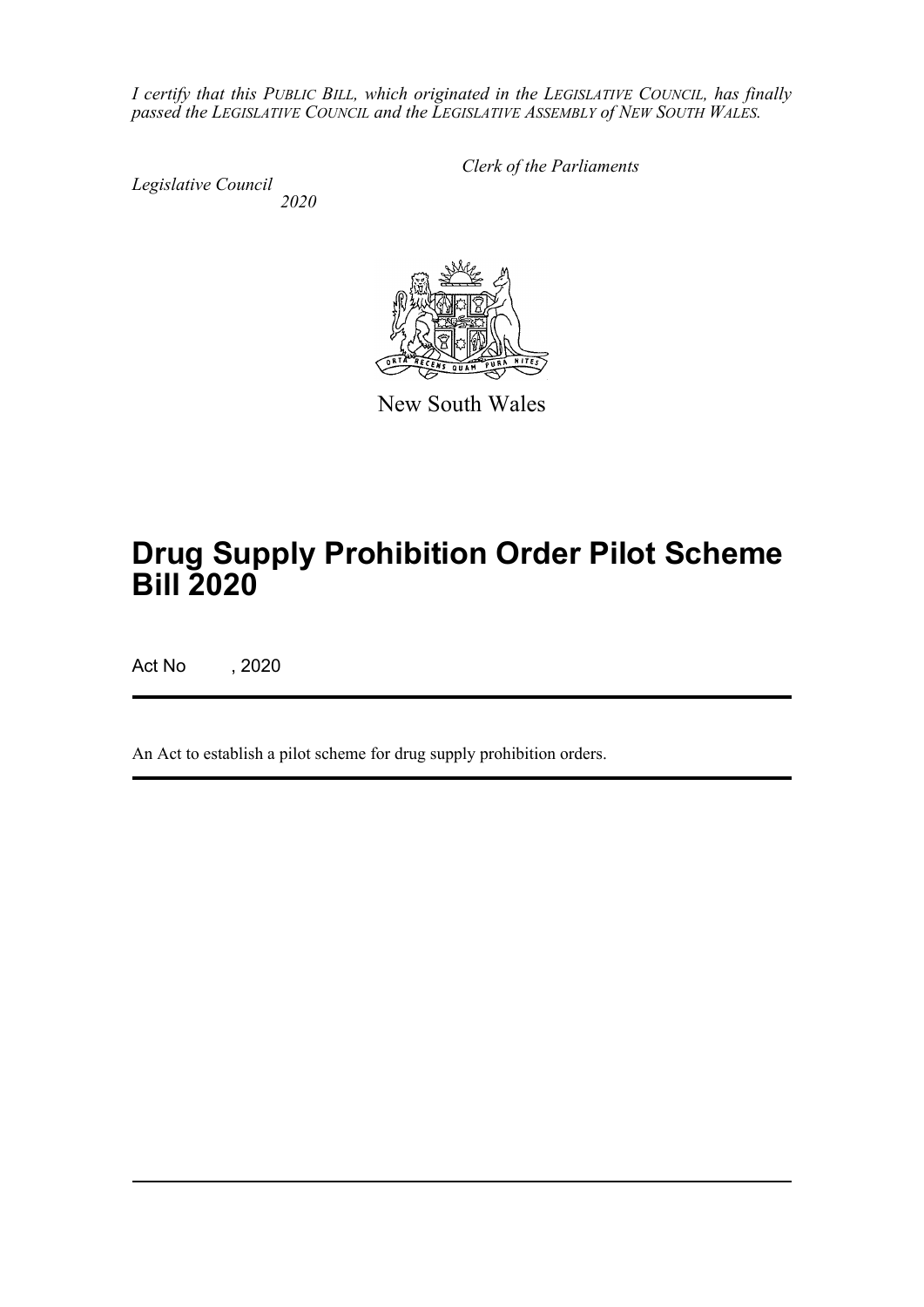*I certify that this PUBLIC BILL, which originated in the LEGISLATIVE COUNCIL, has finally passed the LEGISLATIVE COUNCIL and the LEGISLATIVE ASSEMBLY of NEW SOUTH WALES.*

*Clerk of the Parliaments*

*Legislative Council*
*2020*

New South Wales

# Drug Supply Prohibition Order Pilot Scheme Bill 2020

Act No , 2020

An Act to establish a pilot scheme for drug supply prohibition orders.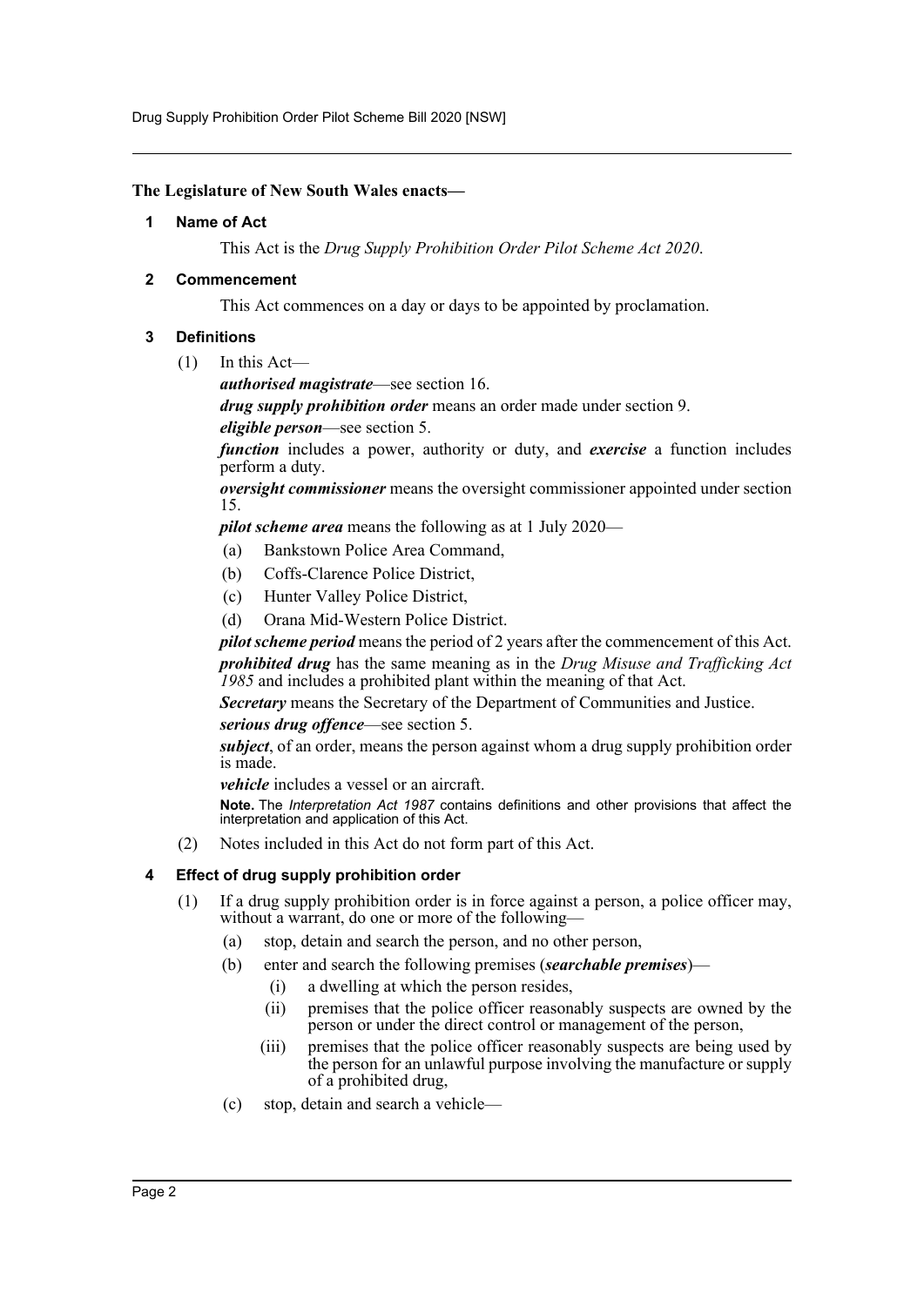**The Legislature of New South Wales enacts—**

## 1 Name of Act

This Act is the *Drug Supply Prohibition Order Pilot Scheme Act 2020*.

## 2 Commencement

This Act commences on a day or days to be appointed by proclamation.

## 3 Definitions

(1) In this Act—

***authorised magistrate***—see section 16.

***drug supply prohibition order*** means an order made under section 9.

***eligible person***—see section 5.

***function*** includes a power, authority or duty, and ***exercise*** a function includes perform a duty.

***oversight commissioner*** means the oversight commissioner appointed under section 15.

***pilot scheme area*** means the following as at 1 July 2020—

- (a) Bankstown Police Area Command,
- (b) Coffs-Clarence Police District,
- (c) Hunter Valley Police District,
- (d) Orana Mid-Western Police District.

***pilot scheme period*** means the period of 2 years after the commencement of this Act.

***prohibited drug*** has the same meaning as in the *Drug Misuse and Trafficking Act 1985* and includes a prohibited plant within the meaning of that Act.

***Secretary*** means the Secretary of the Department of Communities and Justice.

***serious drug offence***—see section 5.

***subject***, of an order, means the person against whom a drug supply prohibition order is made.

***vehicle*** includes a vessel or an aircraft.

**Note.** The *Interpretation Act 1987* contains definitions and other provisions that affect the interpretation and application of this Act.

(2) Notes included in this Act do not form part of this Act.

## 4 Effect of drug supply prohibition order

(1) If a drug supply prohibition order is in force against a person, a police officer may, without a warrant, do one or more of the following—

- (a) stop, detain and search the person, and no other person,
- (b) enter and search the following premises (***searchable premises***)—
  - (i) a dwelling at which the person resides,
  - (ii) premises that the police officer reasonably suspects are owned by the person or under the direct control or management of the person,
  - (iii) premises that the police officer reasonably suspects are being used by the person for an unlawful purpose involving the manufacture or supply of a prohibited drug,
- (c) stop, detain and search a vehicle—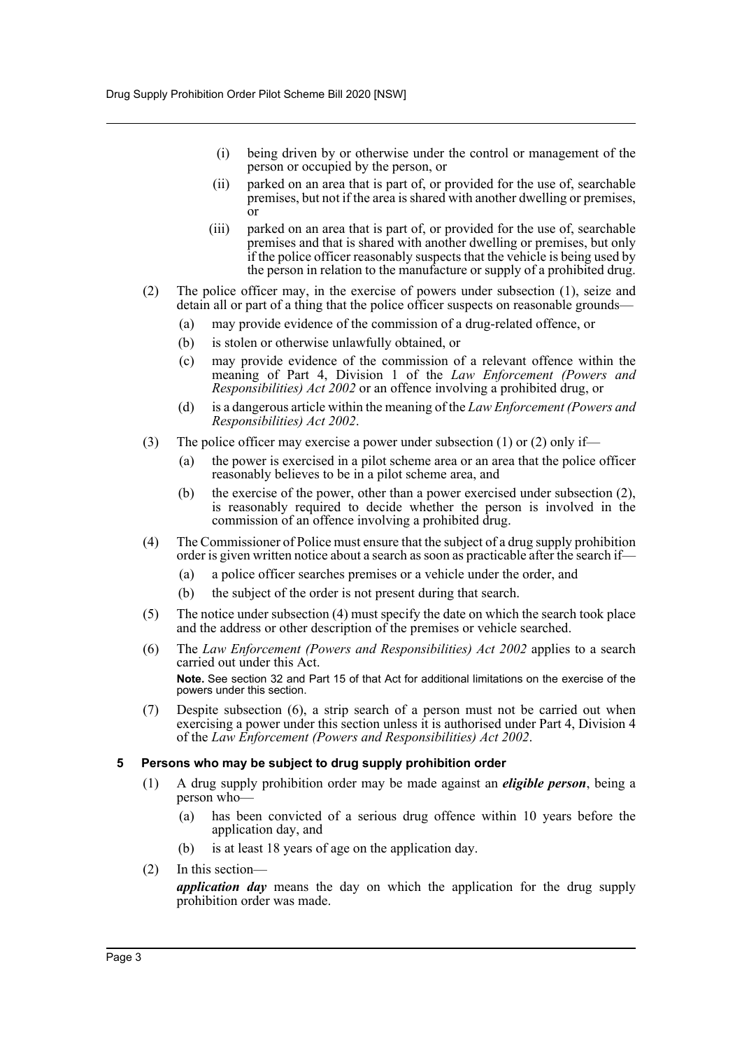(i) being driven by or otherwise under the control or management of the person or occupied by the person, or

(ii) parked on an area that is part of, or provided for the use of, searchable premises, but not if the area is shared with another dwelling or premises, or

(iii) parked on an area that is part of, or provided for the use of, searchable premises and that is shared with another dwelling or premises, but only if the police officer reasonably suspects that the vehicle is being used by the person in relation to the manufacture or supply of a prohibited drug.

(2) The police officer may, in the exercise of powers under subsection (1), seize and detain all or part of a thing that the police officer suspects on reasonable grounds—

(a) may provide evidence of the commission of a drug-related offence, or

(b) is stolen or otherwise unlawfully obtained, or

(c) may provide evidence of the commission of a relevant offence within the meaning of Part 4, Division 1 of the *Law Enforcement (Powers and Responsibilities) Act 2002* or an offence involving a prohibited drug, or

(d) is a dangerous article within the meaning of the *Law Enforcement (Powers and Responsibilities) Act 2002*.

(3) The police officer may exercise a power under subsection (1) or (2) only if—

(a) the power is exercised in a pilot scheme area or an area that the police officer reasonably believes to be in a pilot scheme area, and

(b) the exercise of the power, other than a power exercised under subsection (2), is reasonably required to decide whether the person is involved in the commission of an offence involving a prohibited drug.

(4) The Commissioner of Police must ensure that the subject of a drug supply prohibition order is given written notice about a search as soon as practicable after the search if—

(a) a police officer searches premises or a vehicle under the order, and

(b) the subject of the order is not present during that search.

(5) The notice under subsection (4) must specify the date on which the search took place and the address or other description of the premises or vehicle searched.

(6) The *Law Enforcement (Powers and Responsibilities) Act 2002* applies to a search carried out under this Act.

**Note.** See section 32 and Part 15 of that Act for additional limitations on the exercise of the powers under this section.

(7) Despite subsection (6), a strip search of a person must not be carried out when exercising a power under this section unless it is authorised under Part 4, Division 4 of the *Law Enforcement (Powers and Responsibilities) Act 2002*.

### 5 Persons who may be subject to drug supply prohibition order

(1) A drug supply prohibition order may be made against an ***eligible person***, being a person who—

(a) has been convicted of a serious drug offence within 10 years before the application day, and

(b) is at least 18 years of age on the application day.

(2) In this section—

***application day*** means the day on which the application for the drug supply prohibition order was made.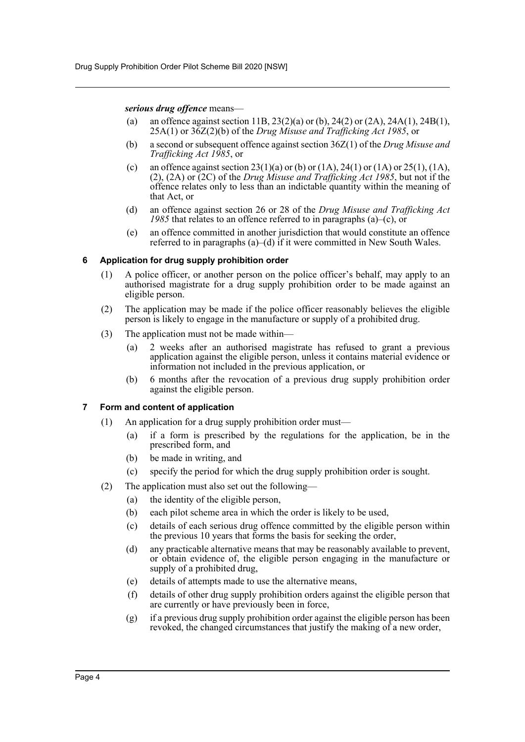***serious drug offence*** means—

- (a) an offence against section 11B, 23(2)(a) or (b), 24(2) or (2A), 24A(1), 24B(1), 25A(1) or 36Z(2)(b) of the *Drug Misuse and Trafficking Act 1985*, or
- (b) a second or subsequent offence against section 36Z(1) of the *Drug Misuse and Trafficking Act 1985*, or
- (c) an offence against section 23(1)(a) or (b) or (1A), 24(1) or (1A) or 25(1), (1A), (2), (2A) or (2C) of the *Drug Misuse and Trafficking Act 1985*, but not if the offence relates only to less than an indictable quantity within the meaning of that Act, or
- (d) an offence against section 26 or 28 of the *Drug Misuse and Trafficking Act 1985* that relates to an offence referred to in paragraphs (a)–(c), or
- (e) an offence committed in another jurisdiction that would constitute an offence referred to in paragraphs (a)–(d) if it were committed in New South Wales.

### 6 Application for drug supply prohibition order

(1) A police officer, or another person on the police officer's behalf, may apply to an authorised magistrate for a drug supply prohibition order to be made against an eligible person.

(2) The application may be made if the police officer reasonably believes the eligible person is likely to engage in the manufacture or supply of a prohibited drug.

(3) The application must not be made within—

- (a) 2 weeks after an authorised magistrate has refused to grant a previous application against the eligible person, unless it contains material evidence or information not included in the previous application, or
- (b) 6 months after the revocation of a previous drug supply prohibition order against the eligible person.

### 7 Form and content of application

(1) An application for a drug supply prohibition order must—

- (a) if a form is prescribed by the regulations for the application, be in the prescribed form, and
- (b) be made in writing, and
- (c) specify the period for which the drug supply prohibition order is sought.

(2) The application must also set out the following—

- (a) the identity of the eligible person,
- (b) each pilot scheme area in which the order is likely to be used,
- (c) details of each serious drug offence committed by the eligible person within the previous 10 years that forms the basis for seeking the order,
- (d) any practicable alternative means that may be reasonably available to prevent, or obtain evidence of, the eligible person engaging in the manufacture or supply of a prohibited drug,
- (e) details of attempts made to use the alternative means,
- (f) details of other drug supply prohibition orders against the eligible person that are currently or have previously been in force,
- (g) if a previous drug supply prohibition order against the eligible person has been revoked, the changed circumstances that justify the making of a new order,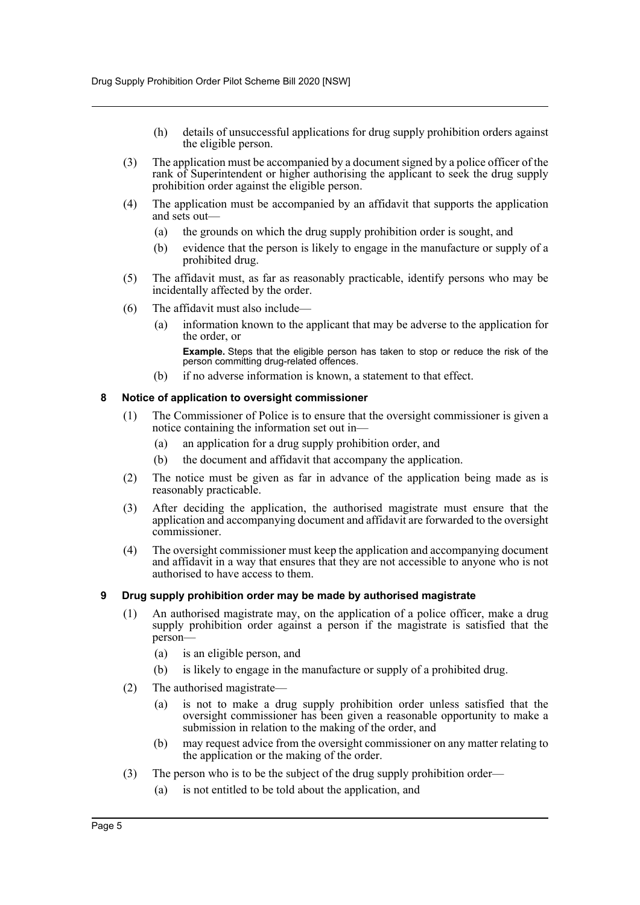(h) details of unsuccessful applications for drug supply prohibition orders against the eligible person.

(3) The application must be accompanied by a document signed by a police officer of the rank of Superintendent or higher authorising the applicant to seek the drug supply prohibition order against the eligible person.

(4) The application must be accompanied by an affidavit that supports the application and sets out—

(a) the grounds on which the drug supply prohibition order is sought, and

(b) evidence that the person is likely to engage in the manufacture or supply of a prohibited drug.

(5) The affidavit must, as far as reasonably practicable, identify persons who may be incidentally affected by the order.

(6) The affidavit must also include—

(a) information known to the applicant that may be adverse to the application for the order, or

**Example.** Steps that the eligible person has taken to stop or reduce the risk of the person committing drug-related offences.

(b) if no adverse information is known, a statement to that effect.

### 8 Notice of application to oversight commissioner

(1) The Commissioner of Police is to ensure that the oversight commissioner is given a notice containing the information set out in—

(a) an application for a drug supply prohibition order, and

(b) the document and affidavit that accompany the application.

(2) The notice must be given as far in advance of the application being made as is reasonably practicable.

(3) After deciding the application, the authorised magistrate must ensure that the application and accompanying document and affidavit are forwarded to the oversight commissioner.

(4) The oversight commissioner must keep the application and accompanying document and affidavit in a way that ensures that they are not accessible to anyone who is not authorised to have access to them.

### 9 Drug supply prohibition order may be made by authorised magistrate

(1) An authorised magistrate may, on the application of a police officer, make a drug supply prohibition order against a person if the magistrate is satisfied that the person—

(a) is an eligible person, and

(b) is likely to engage in the manufacture or supply of a prohibited drug.

(2) The authorised magistrate—

(a) is not to make a drug supply prohibition order unless satisfied that the oversight commissioner has been given a reasonable opportunity to make a submission in relation to the making of the order, and

(b) may request advice from the oversight commissioner on any matter relating to the application or the making of the order.

(3) The person who is to be the subject of the drug supply prohibition order—

(a) is not entitled to be told about the application, and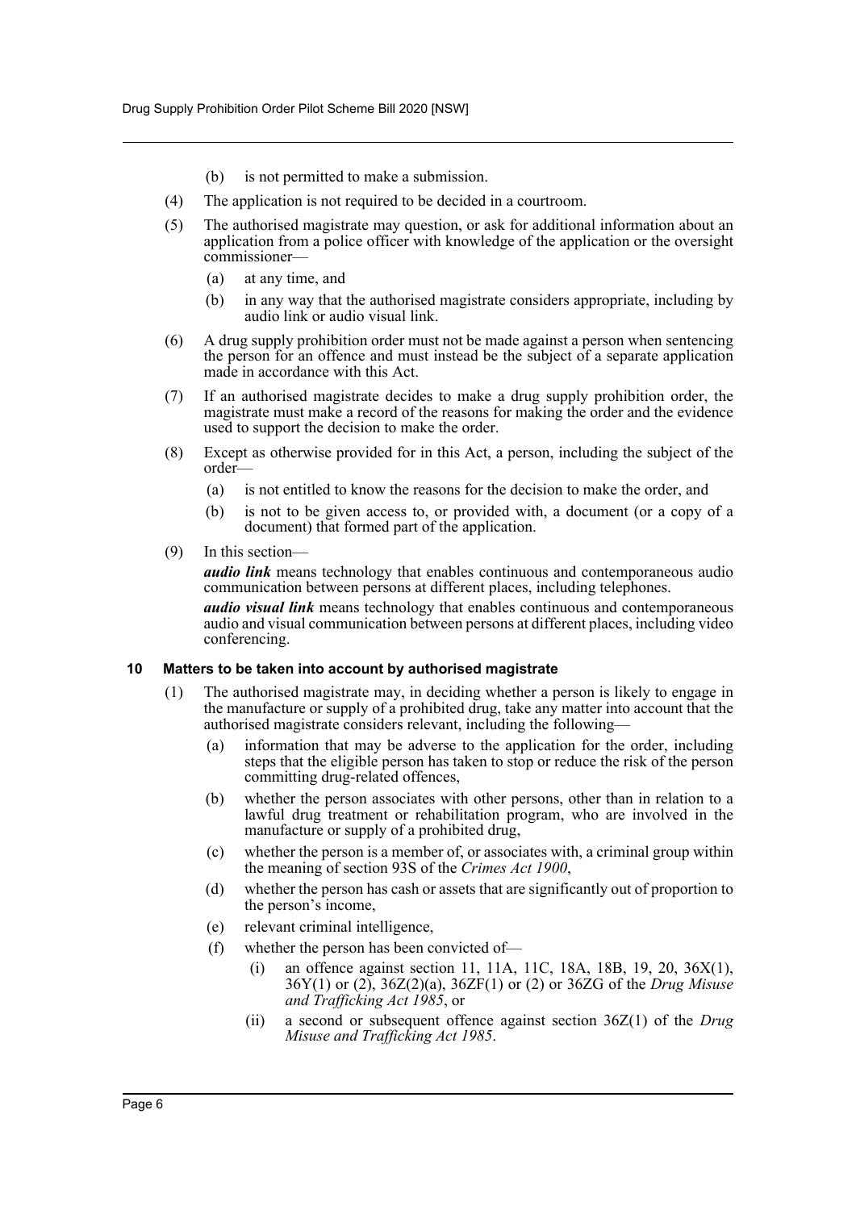(b) is not permitted to make a submission.

(4) The application is not required to be decided in a courtroom.

(5) The authorised magistrate may question, or ask for additional information about an application from a police officer with knowledge of the application or the oversight commissioner—

(a) at any time, and

(b) in any way that the authorised magistrate considers appropriate, including by audio link or audio visual link.

(6) A drug supply prohibition order must not be made against a person when sentencing the person for an offence and must instead be the subject of a separate application made in accordance with this Act.

(7) If an authorised magistrate decides to make a drug supply prohibition order, the magistrate must make a record of the reasons for making the order and the evidence used to support the decision to make the order.

(8) Except as otherwise provided for in this Act, a person, including the subject of the order—

(a) is not entitled to know the reasons for the decision to make the order, and

(b) is not to be given access to, or provided with, a document (or a copy of a document) that formed part of the application.

(9) In this section—

***audio link*** means technology that enables continuous and contemporaneous audio communication between persons at different places, including telephones.

***audio visual link*** means technology that enables continuous and contemporaneous audio and visual communication between persons at different places, including video conferencing.

### 10 Matters to be taken into account by authorised magistrate

(1) The authorised magistrate may, in deciding whether a person is likely to engage in the manufacture or supply of a prohibited drug, take any matter into account that the authorised magistrate considers relevant, including the following—

(a) information that may be adverse to the application for the order, including steps that the eligible person has taken to stop or reduce the risk of the person committing drug-related offences,

(b) whether the person associates with other persons, other than in relation to a lawful drug treatment or rehabilitation program, who are involved in the manufacture or supply of a prohibited drug,

(c) whether the person is a member of, or associates with, a criminal group within the meaning of section 93S of the *Crimes Act 1900*,

(d) whether the person has cash or assets that are significantly out of proportion to the person's income,

(e) relevant criminal intelligence,

(f) whether the person has been convicted of—

(i) an offence against section 11, 11A, 11C, 18A, 18B, 19, 20, 36X(1), 36Y(1) or (2), 36Z(2)(a), 36ZF(1) or (2) or 36ZG of the *Drug Misuse and Trafficking Act 1985*, or

(ii) a second or subsequent offence against section 36Z(1) of the *Drug Misuse and Trafficking Act 1985*.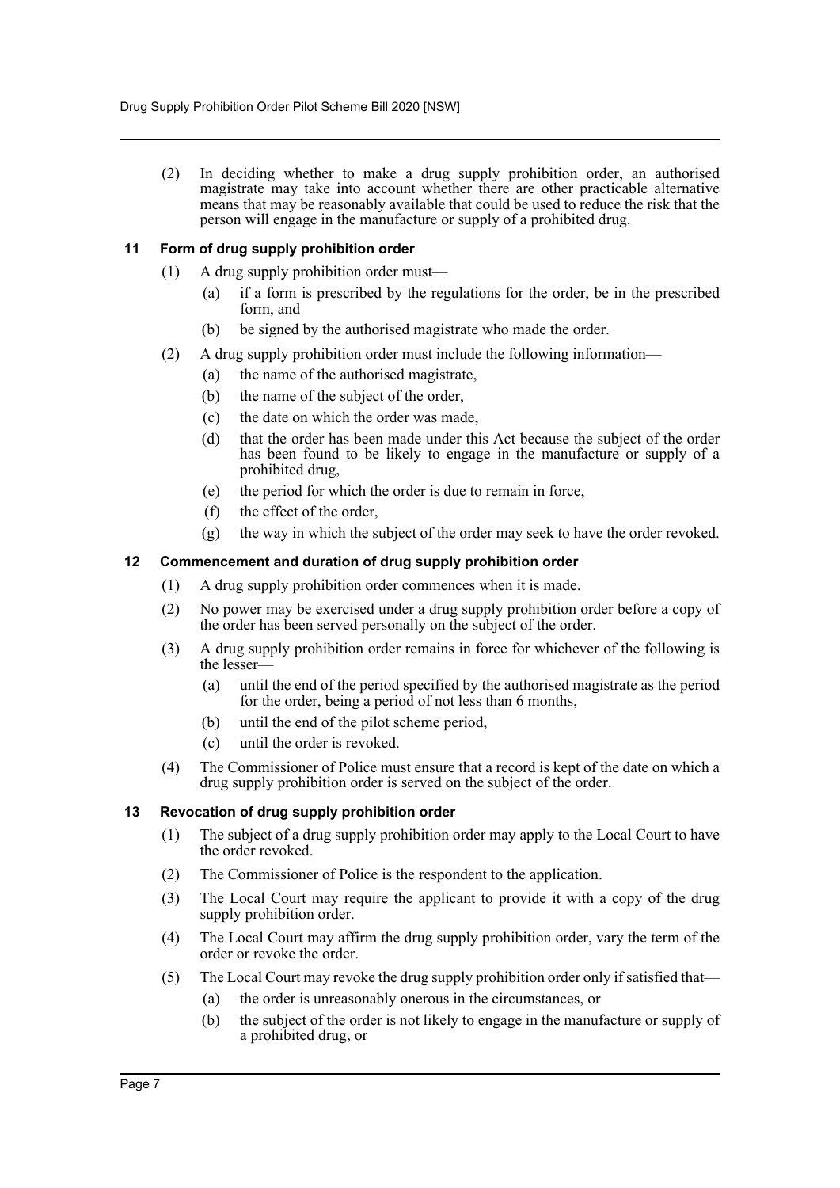(2) In deciding whether to make a drug supply prohibition order, an authorised magistrate may take into account whether there are other practicable alternative means that may be reasonably available that could be used to reduce the risk that the person will engage in the manufacture or supply of a prohibited drug.

### 11 Form of drug supply prohibition order

(1) A drug supply prohibition order must—

(a) if a form is prescribed by the regulations for the order, be in the prescribed form, and

(b) be signed by the authorised magistrate who made the order.

(2) A drug supply prohibition order must include the following information—

(a) the name of the authorised magistrate,

(b) the name of the subject of the order,

(c) the date on which the order was made,

(d) that the order has been made under this Act because the subject of the order has been found to be likely to engage in the manufacture or supply of a prohibited drug,

(e) the period for which the order is due to remain in force,

(f) the effect of the order,

(g) the way in which the subject of the order may seek to have the order revoked.

### 12 Commencement and duration of drug supply prohibition order

(1) A drug supply prohibition order commences when it is made.

(2) No power may be exercised under a drug supply prohibition order before a copy of the order has been served personally on the subject of the order.

(3) A drug supply prohibition order remains in force for whichever of the following is the lesser—

(a) until the end of the period specified by the authorised magistrate as the period for the order, being a period of not less than 6 months,

(b) until the end of the pilot scheme period,

(c) until the order is revoked.

(4) The Commissioner of Police must ensure that a record is kept of the date on which a drug supply prohibition order is served on the subject of the order.

### 13 Revocation of drug supply prohibition order

(1) The subject of a drug supply prohibition order may apply to the Local Court to have the order revoked.

(2) The Commissioner of Police is the respondent to the application.

(3) The Local Court may require the applicant to provide it with a copy of the drug supply prohibition order.

(4) The Local Court may affirm the drug supply prohibition order, vary the term of the order or revoke the order.

(5) The Local Court may revoke the drug supply prohibition order only if satisfied that—

(a) the order is unreasonably onerous in the circumstances, or

(b) the subject of the order is not likely to engage in the manufacture or supply of a prohibited drug, or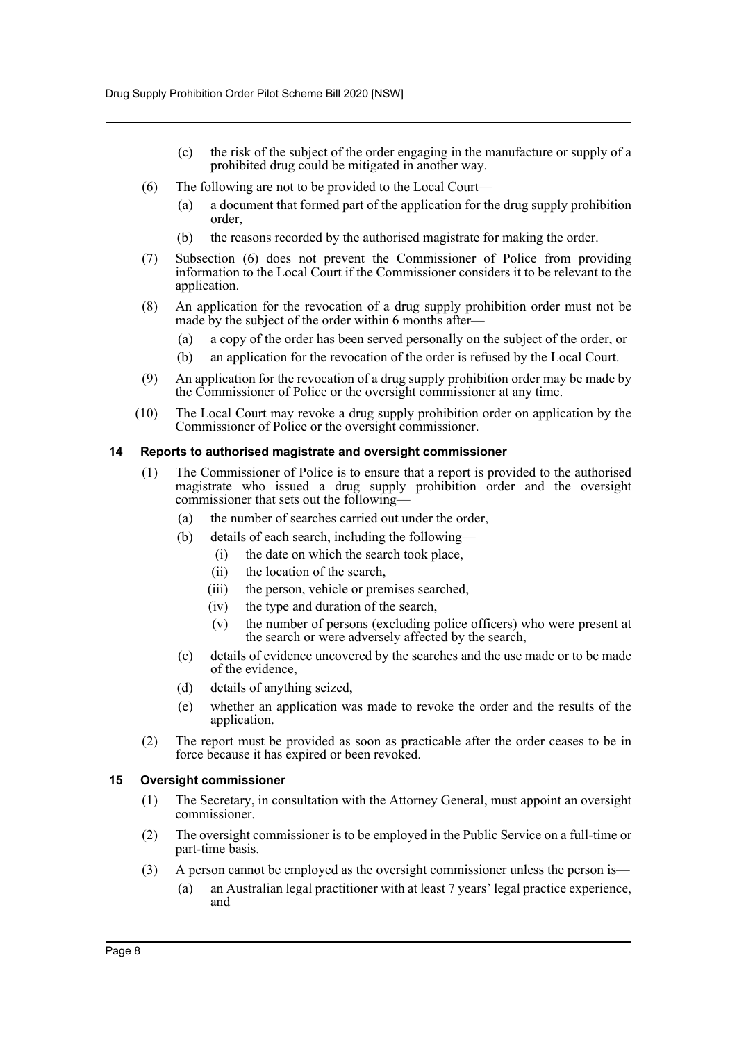(c) the risk of the subject of the order engaging in the manufacture or supply of a prohibited drug could be mitigated in another way.

(6) The following are not to be provided to the Local Court—

(a) a document that formed part of the application for the drug supply prohibition order,

(b) the reasons recorded by the authorised magistrate for making the order.

(7) Subsection (6) does not prevent the Commissioner of Police from providing information to the Local Court if the Commissioner considers it to be relevant to the application.

(8) An application for the revocation of a drug supply prohibition order must not be made by the subject of the order within 6 months after—

(a) a copy of the order has been served personally on the subject of the order, or

(b) an application for the revocation of the order is refused by the Local Court.

(9) An application for the revocation of a drug supply prohibition order may be made by the Commissioner of Police or the oversight commissioner at any time.

(10) The Local Court may revoke a drug supply prohibition order on application by the Commissioner of Police or the oversight commissioner.

### 14 Reports to authorised magistrate and oversight commissioner

(1) The Commissioner of Police is to ensure that a report is provided to the authorised magistrate who issued a drug supply prohibition order and the oversight commissioner that sets out the following—

(a) the number of searches carried out under the order,

(b) details of each search, including the following—

(i) the date on which the search took place,

(ii) the location of the search,

(iii) the person, vehicle or premises searched,

(iv) the type and duration of the search,

(v) the number of persons (excluding police officers) who were present at the search or were adversely affected by the search,

(c) details of evidence uncovered by the searches and the use made or to be made of the evidence,

(d) details of anything seized,

(e) whether an application was made to revoke the order and the results of the application.

(2) The report must be provided as soon as practicable after the order ceases to be in force because it has expired or been revoked.

### 15 Oversight commissioner

(1) The Secretary, in consultation with the Attorney General, must appoint an oversight commissioner.

(2) The oversight commissioner is to be employed in the Public Service on a full-time or part-time basis.

(3) A person cannot be employed as the oversight commissioner unless the person is—

(a) an Australian legal practitioner with at least 7 years' legal practice experience, and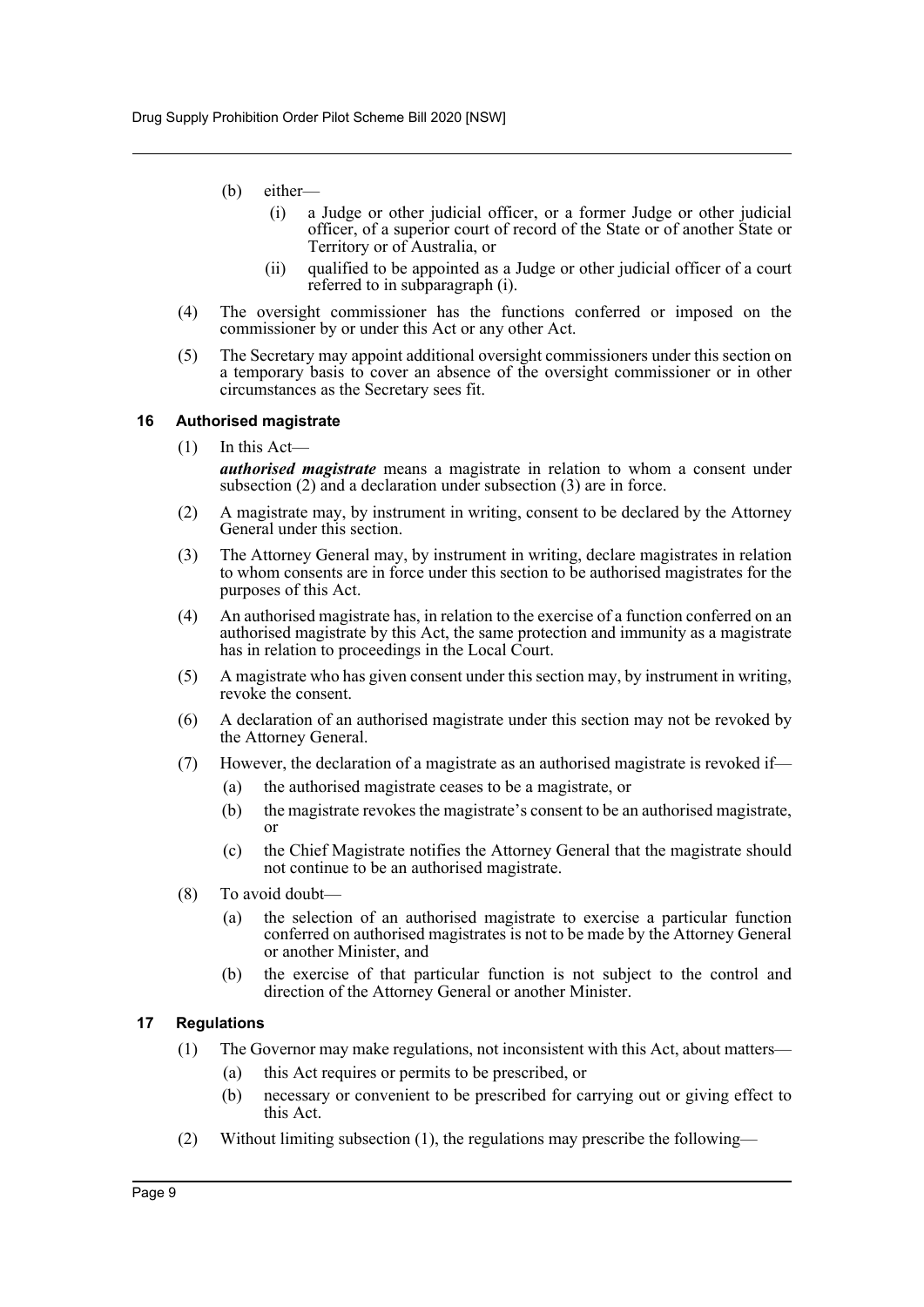(b) either—

    (i) a Judge or other judicial officer, or a former Judge or other judicial officer, of a superior court of record of the State or of another State or Territory or of Australia, or

    (ii) qualified to be appointed as a Judge or other judicial officer of a court referred to in subparagraph (i).

(4) The oversight commissioner has the functions conferred or imposed on the commissioner by or under this Act or any other Act.

(5) The Secretary may appoint additional oversight commissioners under this section on a temporary basis to cover an absence of the oversight commissioner or in other circumstances as the Secretary sees fit.

### 16 Authorised magistrate

(1) In this Act—

***authorised magistrate*** means a magistrate in relation to whom a consent under subsection (2) and a declaration under subsection (3) are in force.

(2) A magistrate may, by instrument in writing, consent to be declared by the Attorney General under this section.

(3) The Attorney General may, by instrument in writing, declare magistrates in relation to whom consents are in force under this section to be authorised magistrates for the purposes of this Act.

(4) An authorised magistrate has, in relation to the exercise of a function conferred on an authorised magistrate by this Act, the same protection and immunity as a magistrate has in relation to proceedings in the Local Court.

(5) A magistrate who has given consent under this section may, by instrument in writing, revoke the consent.

(6) A declaration of an authorised magistrate under this section may not be revoked by the Attorney General.

(7) However, the declaration of a magistrate as an authorised magistrate is revoked if—

    (a) the authorised magistrate ceases to be a magistrate, or

    (b) the magistrate revokes the magistrate's consent to be an authorised magistrate, or

    (c) the Chief Magistrate notifies the Attorney General that the magistrate should not continue to be an authorised magistrate.

(8) To avoid doubt—

    (a) the selection of an authorised magistrate to exercise a particular function conferred on authorised magistrates is not to be made by the Attorney General or another Minister, and

    (b) the exercise of that particular function is not subject to the control and direction of the Attorney General or another Minister.

### 17 Regulations

(1) The Governor may make regulations, not inconsistent with this Act, about matters—

    (a) this Act requires or permits to be prescribed, or

    (b) necessary or convenient to be prescribed for carrying out or giving effect to this Act.

(2) Without limiting subsection (1), the regulations may prescribe the following—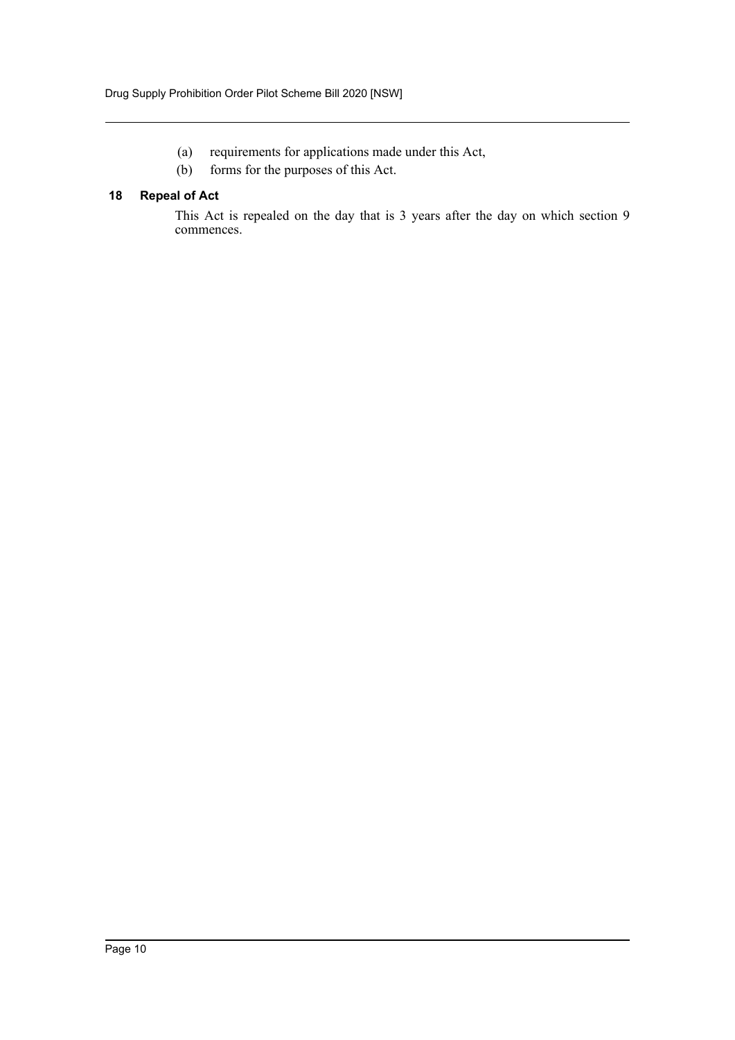(a) requirements for applications made under this Act,

(b) forms for the purposes of this Act.

### 18 Repeal of Act

This Act is repealed on the day that is 3 years after the day on which section 9 commences.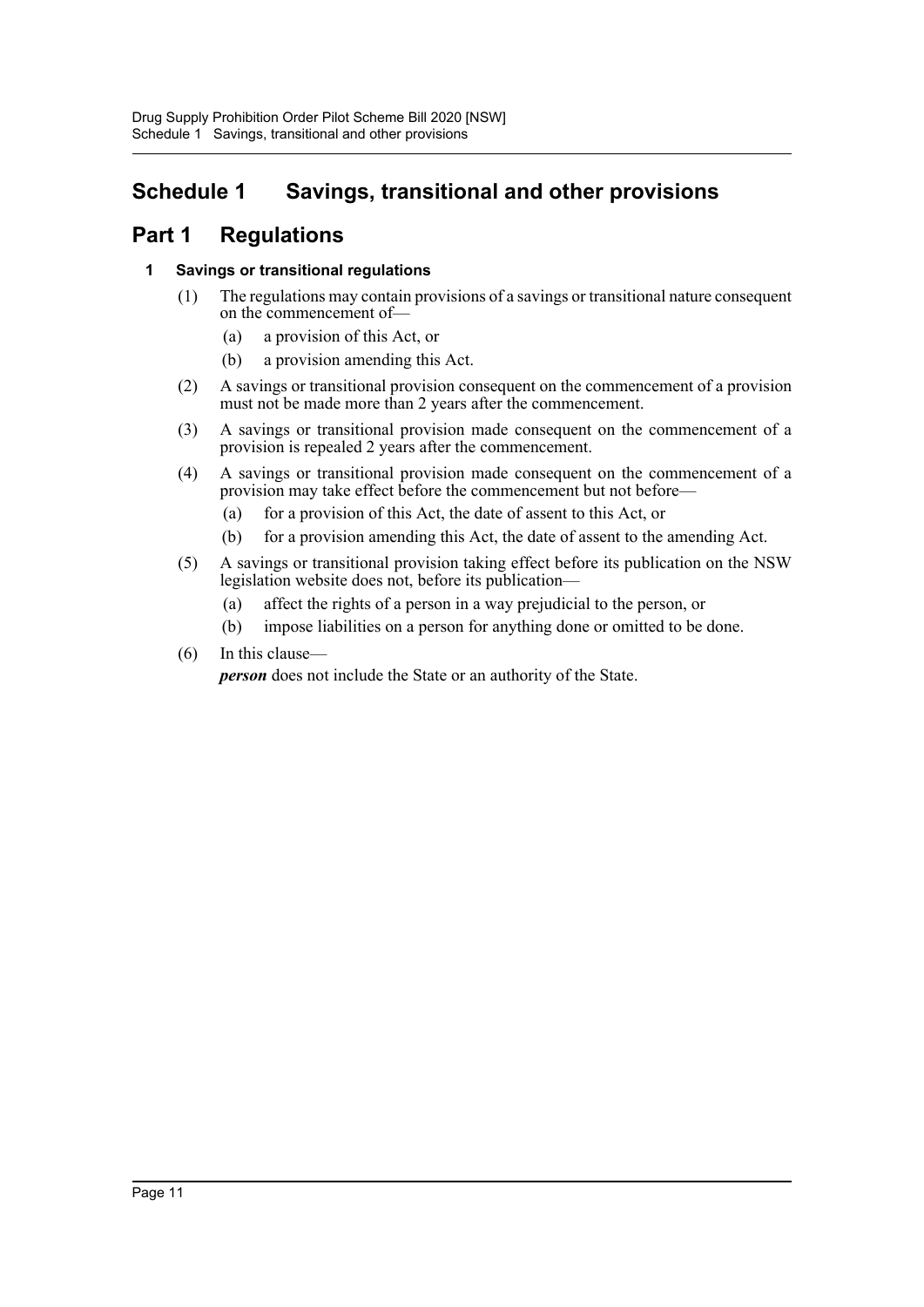# Schedule 1 Savings, transitional and other provisions

## Part 1 Regulations

### 1 Savings or transitional regulations

(1) The regulations may contain provisions of a savings or transitional nature consequent on the commencement of—

(a) a provision of this Act, or

(b) a provision amending this Act.

(2) A savings or transitional provision consequent on the commencement of a provision must not be made more than 2 years after the commencement.

(3) A savings or transitional provision made consequent on the commencement of a provision is repealed 2 years after the commencement.

(4) A savings or transitional provision made consequent on the commencement of a provision may take effect before the commencement but not before—

(a) for a provision of this Act, the date of assent to this Act, or

(b) for a provision amending this Act, the date of assent to the amending Act.

(5) A savings or transitional provision taking effect before its publication on the NSW legislation website does not, before its publication—

(a) affect the rights of a person in a way prejudicial to the person, or

(b) impose liabilities on a person for anything done or omitted to be done.

(6) In this clause—

***person*** does not include the State or an authority of the State.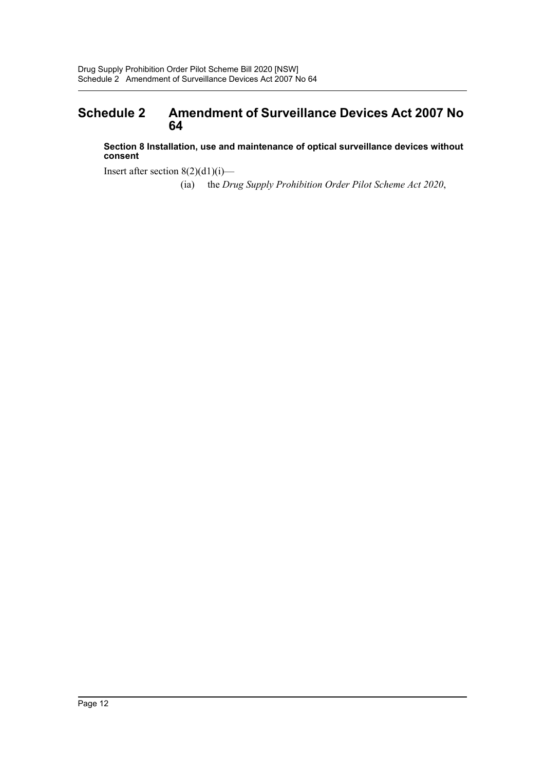# Schedule 2 Amendment of Surveillance Devices Act 2007 No 64

**Section 8 Installation, use and maintenance of optical surveillance devices without consent**

Insert after section 8(2)(d1)(i)—

(ia) the *Drug Supply Prohibition Order Pilot Scheme Act 2020*,